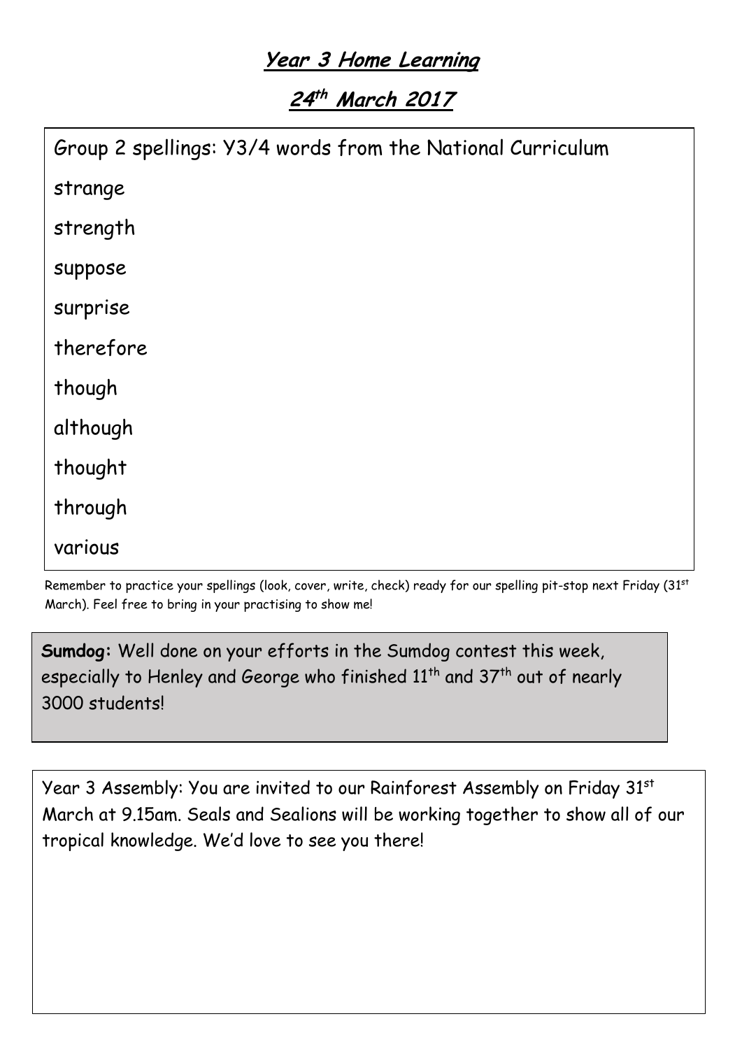# ***Year 3 Home Learning***

## ***24th March 2017***

Group 2 spellings: Y3/4 words from the National Curriculum

strange

strength

suppose

surprise

therefore

though

although

thought

through

various

Remember to practice your spellings (look, cover, write, check) ready for our spelling pit-stop next Friday (31st March). Feel free to bring in your practising to show me!

**Sumdog:** Well done on your efforts in the Sumdog contest this week, especially to Henley and George who finished 11th and 37th out of nearly 3000 students!

Year 3 Assembly: You are invited to our Rainforest Assembly on Friday 31st March at 9.15am. Seals and Sealions will be working together to show all of our tropical knowledge. We'd love to see you there!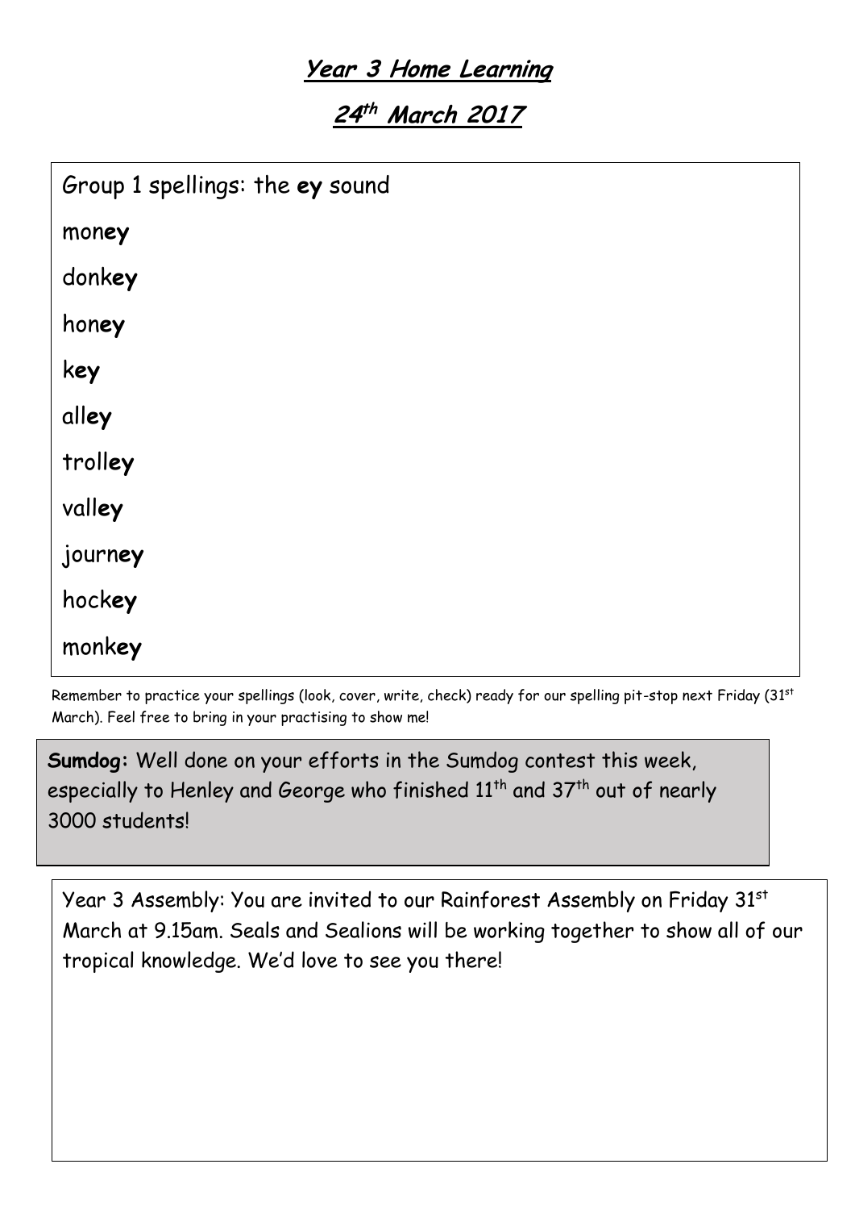# Year 3 Home Learning

## 24th March 2017

Group 1 spellings: the **ey** sound

mon**ey**

donk**ey**

hon**ey**

k**ey**

all**ey**

troll**ey**

vall**ey**

journ**ey**

hock**ey**

monk**ey**

Remember to practice your spellings (look, cover, write, check) ready for our spelling pit-stop next Friday (31st March). Feel free to bring in your practising to show me!

**Sumdog:** Well done on your efforts in the Sumdog contest this week, especially to Henley and George who finished 11th and 37th out of nearly 3000 students!

Year 3 Assembly: You are invited to our Rainforest Assembly on Friday 31st March at 9.15am. Seals and Sealions will be working together to show all of our tropical knowledge. We'd love to see you there!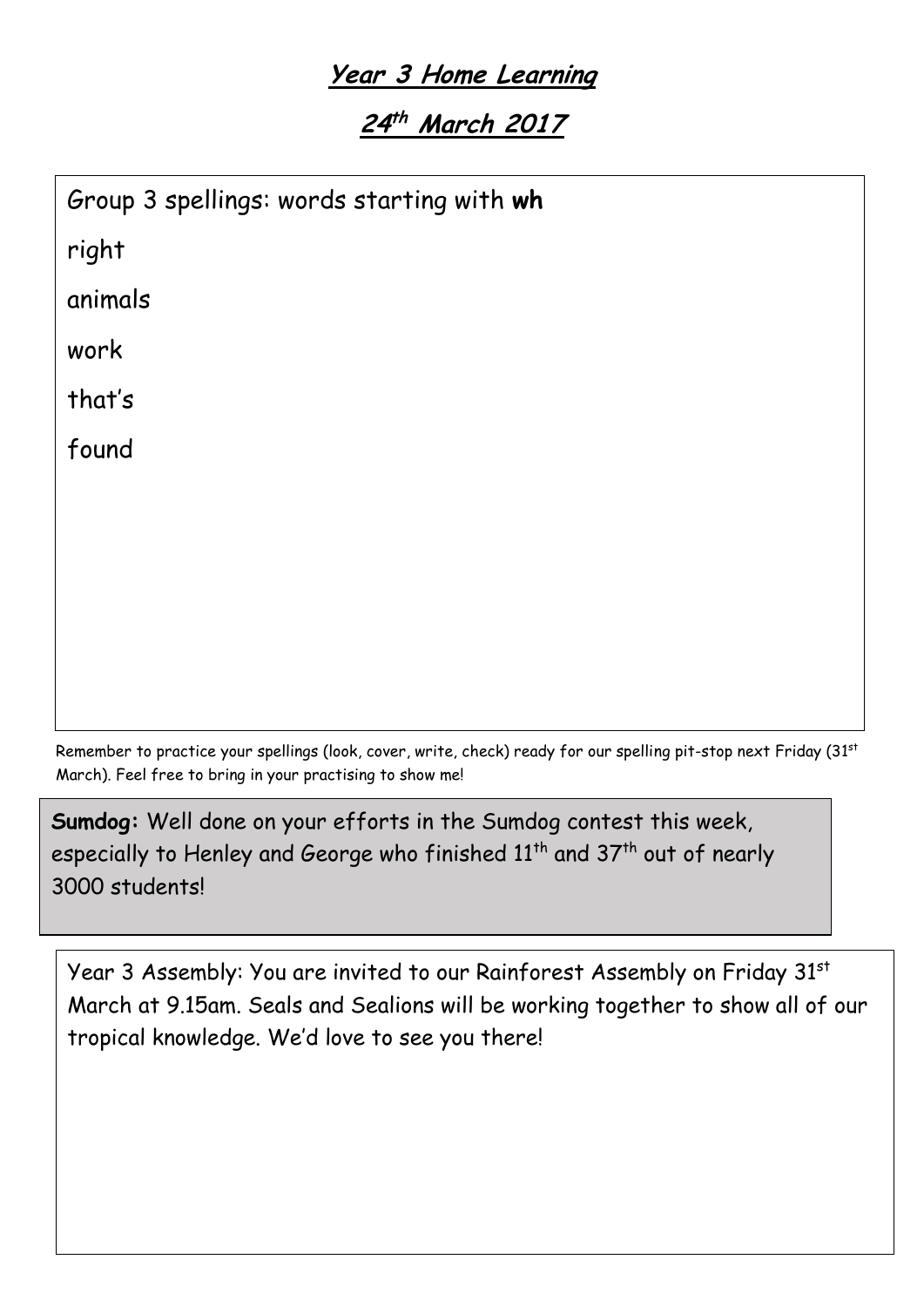# ***Year 3 Home Learning***

## ***24th March 2017***

Group 3 spellings: words starting with **wh**

right

animals

work

that's

found

Remember to practice your spellings (look, cover, write, check) ready for our spelling pit-stop next Friday (31st March). Feel free to bring in your practising to show me!

**Sumdog:** Well done on your efforts in the Sumdog contest this week, especially to Henley and George who finished 11th and 37th out of nearly 3000 students!

Year 3 Assembly: You are invited to our Rainforest Assembly on Friday 31st March at 9.15am. Seals and Sealions will be working together to show all of our tropical knowledge. We'd love to see you there!